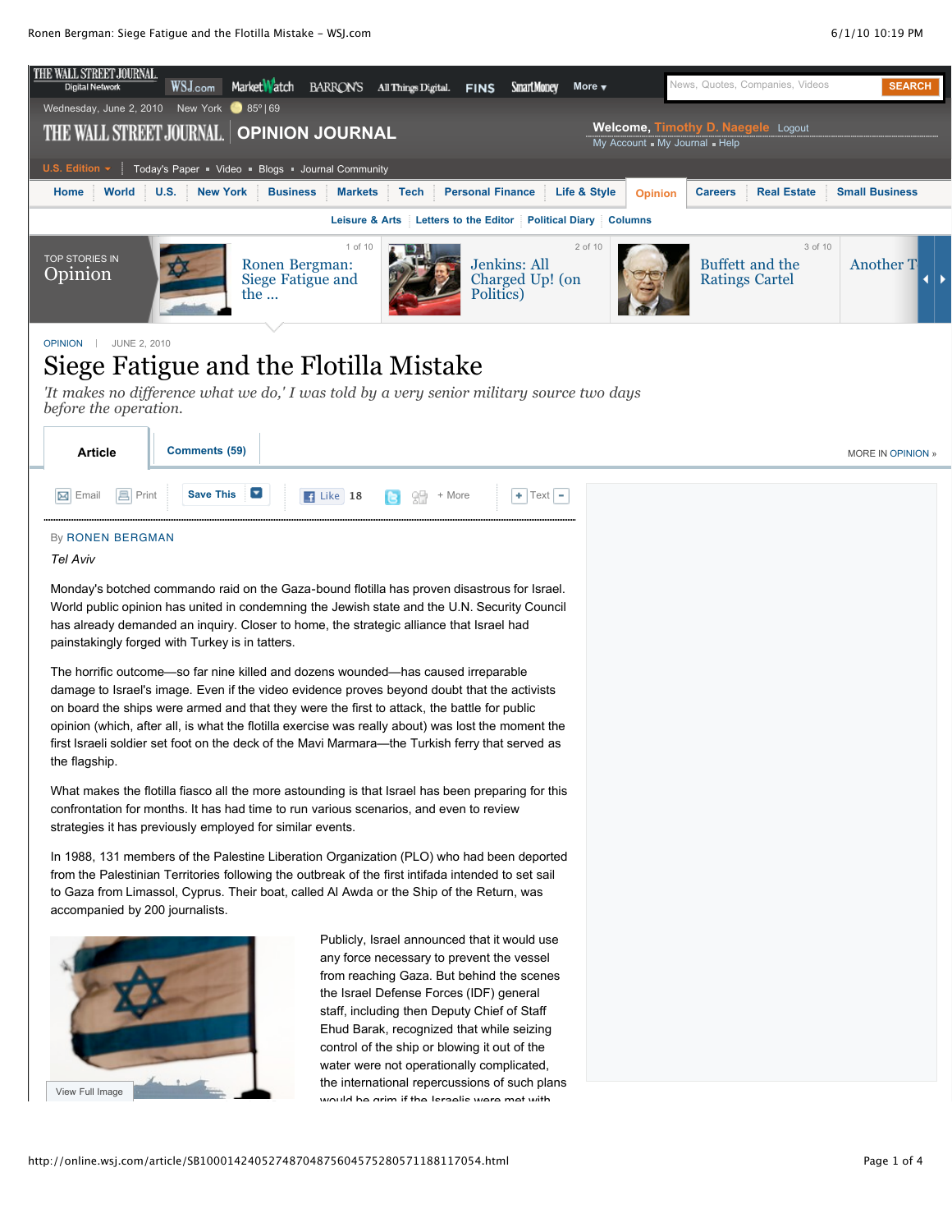OPINION | JUNE 2, 2010

# Siege Fatigue and the Flotilla Mistake

*'It makes no difference what we do,' I was told by a very senior military source two days before the operation.*

By RONEN BERGMAN

*Tel Aviv*

Monday's botched commando raid on the Gaza-bound flotilla has proven disastrous for Israel. World public opinion has united in condemning the Jewish state and the U.N. Security Council has already demanded an inquiry. Closer to home, the strategic alliance that Israel had painstakingly forged with Turkey is in tatters.

The horrific outcome—so far nine killed and dozens wounded—has caused irreparable damage to Israel's image. Even if the video evidence proves beyond doubt that the activists on board the ships were armed and that they were the first to attack, the battle for public opinion (which, after all, is what the flotilla exercise was really about) was lost the moment the first Israeli soldier set foot on the deck of the Mavi Marmara—the Turkish ferry that served as the flagship.

What makes the flotilla fiasco all the more astounding is that Israel has been preparing for this confrontation for months. It has had time to run various scenarios, and even to review strategies it has previously employed for similar events.

In 1988, 131 members of the Palestine Liberation Organization (PLO) who had been deported from the Palestinian Territories following the outbreak of the first intifada intended to set sail to Gaza from Limassol, Cyprus. Their boat, called Al Awda or the Ship of the Return, was accompanied by 200 journalists.

Publicly, Israel announced that it would use any force necessary to prevent the vessel from reaching Gaza. But behind the scenes the Israel Defense Forces (IDF) general staff, including then Deputy Chief of Staff Ehud Barak, recognized that while seizing control of the ship or blowing it out of the water were not operationally complicated, the international repercussions of such plans would be grim if the Israelis were met with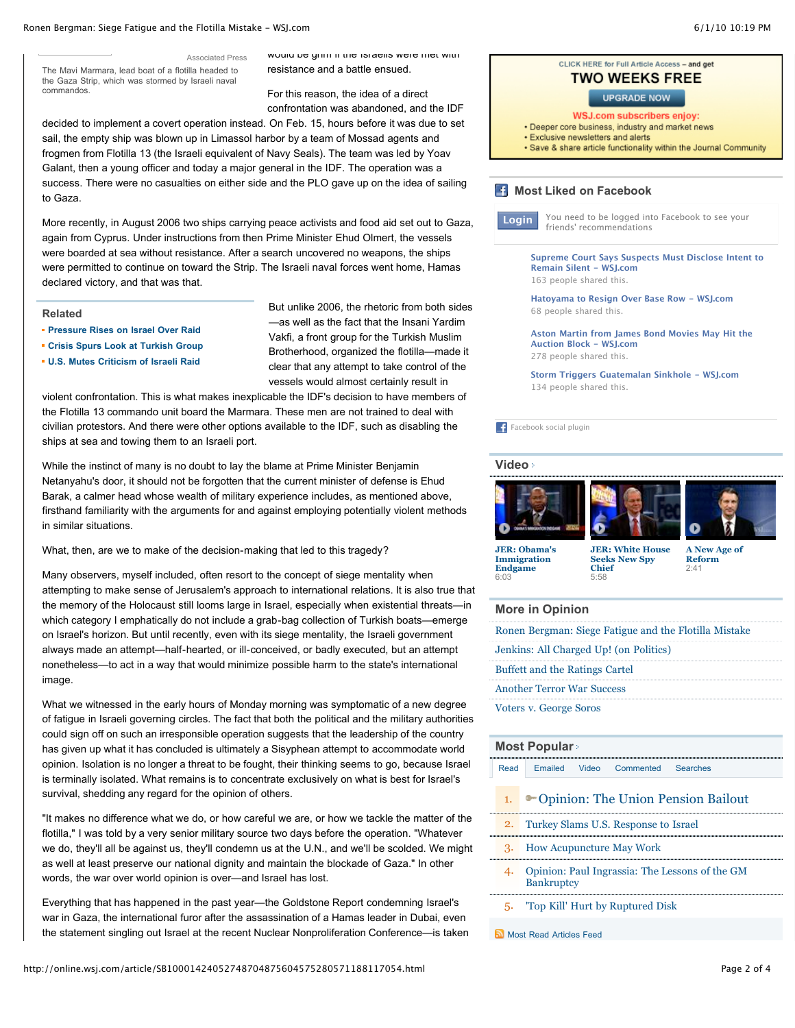Associated Press

The Mavi Marmara, lead boat of a flotilla headed to the Gaza Strip, which was stormed by Israeli naval commandos.

would be grim if the Israelis were met with resistance and a battle ensued.

For this reason, the idea of a direct confrontation was abandoned, and the IDF decided to implement a covert operation instead. On Feb. 15, hours before it was due to set sail, the empty ship was blown up in Limassol harbor by a team of Mossad agents and frogmen from Flotilla 13 (the Israeli equivalent of Navy Seals). The team was led by Yoav Galant, then a young officer and today a major general in the IDF. The operation was a success. There were no casualties on either side and the PLO gave up on the idea of sailing to Gaza.

More recently, in August 2006 two ships carrying peace activists and food aid set out to Gaza, again from Cyprus. Under instructions from then Prime Minister Ehud Olmert, the vessels were boarded at sea without resistance. After a search uncovered no weapons, the ships were permitted to continue on toward the Strip. The Israeli naval forces went home, Hamas declared victory, and that was that.

**Related**

- Pressure Rises on Israel Over Raid
- Crisis Spurs Look at Turkish Group
- U.S. Mutes Criticism of Israeli Raid

But unlike 2006, the rhetoric from both sides—as well as the fact that the Insani Yardim Vakfi, a front group for the Turkish Muslim Brotherhood, organized the flotilla—made it clear that any attempt to take control of the vessels would almost certainly result in violent confrontation. This is what makes inexplicable the IDF's decision to have members of the Flotilla 13 commando unit board the Marmara. These men are not trained to deal with civilian protestors. And there were other options available to the IDF, such as disabling the ships at sea and towing them to an Israeli port.

While the instinct of many is no doubt to lay the blame at Prime Minister Benjamin Netanyahu's door, it should not be forgotten that the current minister of defense is Ehud Barak, a calmer head whose wealth of military experience includes, as mentioned above, firsthand familiarity with the arguments for and against employing potentially violent methods in similar situations.

What, then, are we to make of the decision-making that led to this tragedy?

Many observers, myself included, often resort to the concept of siege mentality when attempting to make sense of Jerusalem's approach to international relations. It is also true that the memory of the Holocaust still looms large in Israel, especially when existential threats—in which category I emphatically do not include a grab-bag collection of Turkish boats—emerge on Israel's horizon. But until recently, even with its siege mentality, the Israeli government always made an attempt—half-hearted, or ill-conceived, or badly executed, but an attempt nonetheless—to act in a way that would minimize possible harm to the state's international image.

What we witnessed in the early hours of Monday morning was symptomatic of a new degree of fatigue in Israeli governing circles. The fact that both the political and the military authorities could sign off on such an irresponsible operation suggests that the leadership of the country has given up what it has concluded is ultimately a Sisyphean attempt to accommodate world opinion. Isolation is no longer a threat to be fought, their thinking seems to go, because Israel is terminally isolated. What remains is to concentrate exclusively on what is best for Israel's survival, shedding any regard for the opinion of others.

"It makes no difference what we do, or how careful we are, or how we tackle the matter of the flotilla," I was told by a very senior military source two days before the operation. "Whatever we do, they'll all be against us, they'll condemn us at the U.N., and we'll be scolded. We might as well at least preserve our national dignity and maintain the blockade of Gaza." In other words, the war over world opinion is over—and Israel has lost.

Everything that has happened in the past year—the Goldstone Report condemning Israel's war in Gaza, the international furor after the assassination of a Hamas leader in Dubai, even the statement singling out Israel at the recent Nuclear Nonproliferation Conference—is taken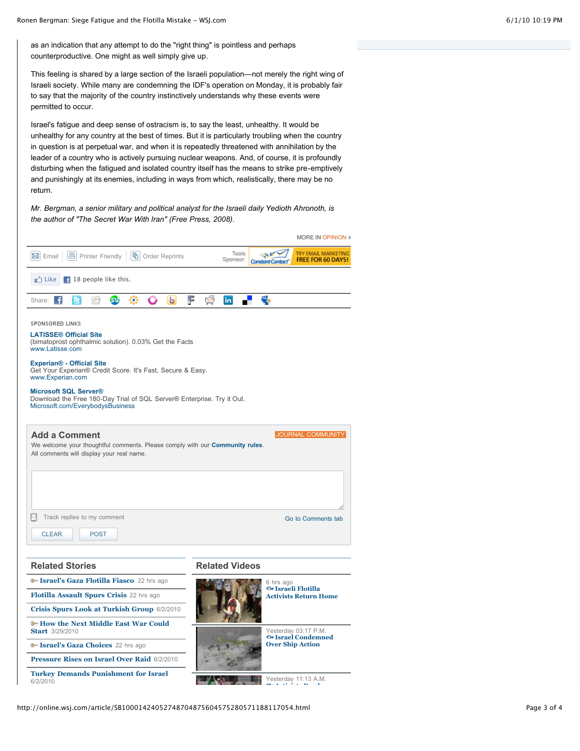as an indication that any attempt to do the "right thing" is pointless and perhaps counterproductive. One might as well simply give up.

This feeling is shared by a large section of the Israeli population—not merely the right wing of Israeli society. While many are condemning the IDF's operation on Monday, it is probably fair to say that the majority of the country instinctively understands why these events were permitted to occur.

Israel's fatigue and deep sense of ostracism is, to say the least, unhealthy. It would be unhealthy for any country at the best of times. But it is particularly troubling when the country in question is at perpetual war, and when it is repeatedly threatened with annihilation by the leader of a country who is actively pursuing nuclear weapons. And, of course, it is profoundly disturbing when the fatigued and isolated country itself has the means to strike pre-emptively and punishingly at its enemies, including in ways from which, realistically, there may be no return.

*Mr. Bergman, a senior military and political analyst for the Israeli daily Yedioth Ahronoth, is the author of "The Secret War With Iran" (Free Press, 2008).*

MORE IN OPINION »

Email | Printer Friendly | Order Reprints

Tools Sponsor: Constant Contact — TRY EMAIL MARKETING FREE FOR 60 DAYS!

Like — 18 people like this.

Share:

SPONSORED LINKS

**LATISSE® Official Site**
(bimatoprost ophthalmic solution). 0.03% Get the Facts
www.Latisse.com

**Experian® - Official Site**
Get Your Experian® Credit Score. It's Fast, Secure & Easy.
www.Experian.com

**Microsoft SQL Server®**
Download the Free 180-Day Trial of SQL Server® Enterprise. Try it Out.
Microsoft.com/EverybodysBusiness

## Add a Comment

JOURNAL COMMUNITY

We welcome your thoughtful comments. Please comply with our **Community rules**.
All comments will display your real name.

Track replies to my comment

Go to Comments tab

CLEAR POST

## Related Stories

- **Israel's Gaza Flotilla Fiasco** 22 hrs ago
- **Flotilla Assault Spurs Crisis** 22 hrs ago
- **Crisis Spurs Look at Turkish Group** 6/2/2010
- **How the Next Middle East War Could Start** 3/29/2010
- **Israel's Gaza Choices** 22 hrs ago
- **Pressure Rises on Israel Over Raid** 6/2/2010
- **Turkey Demands Punishment for Israel** 6/2/2010

## Related Videos

- 6 hrs ago — **Israeli Flotilla Activists Return Home**
- Yesterday 03:17 P.M. — **Israel Condemned Over Ship Action**
- Yesterday 11:13 A.M.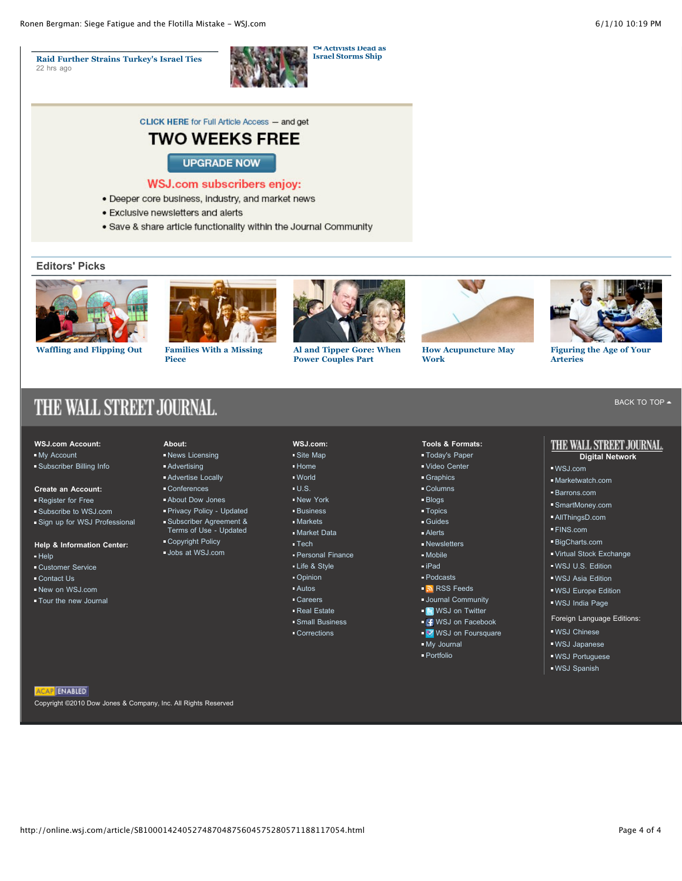Raid Further Strains Turkey's Israel Ties
22 hrs ago

Activists Dead as Israel Storms Ship

CLICK HERE for Full Article Access — and get

**TWO WEEKS FREE**

UPGRADE NOW

**WSJ.com subscribers enjoy:**

- Deeper core business, industry, and market news
- Exclusive newsletters and alerts
- Save & share article functionality within the Journal Community

## Editors' Picks

- Waffling and Flipping Out
- Families With a Missing Piece
- Al and Tipper Gore: When Power Couples Part
- How Acupuncture May Work
- Figuring the Age of Your Arteries

THE WALL STREET JOURNAL.

BACK TO TOP

**WSJ.com Account:**
- My Account
- Subscriber Billing Info

**Create an Account:**
- Register for Free
- Subscribe to WSJ.com
- Sign up for WSJ Professional

**Help & Information Center:**
- Help
- Customer Service
- Contact Us
- New on WSJ.com
- Tour the new Journal

**About:**
- News Licensing
- Advertising
- Advertise Locally
- Conferences
- About Dow Jones
- Privacy Policy - Updated
- Subscriber Agreement & Terms of Use - Updated
- Copyright Policy
- Jobs at WSJ.com

**WSJ.com:**
- Site Map
- Home
- World
- U.S.
- New York
- Business
- Markets
- Market Data
- Tech
- Personal Finance
- Life & Style
- Opinion
- Autos
- Careers
- Real Estate
- Small Business
- Corrections

**Tools & Formats:**
- Today's Paper
- Video Center
- Graphics
- Columns
- Blogs
- Topics
- Guides
- Alerts
- Newsletters
- Mobile
- iPad
- Podcasts
- RSS Feeds
- Journal Community
- WSJ on Twitter
- WSJ on Facebook
- WSJ on Foursquare
- My Journal
- Portfolio

**THE WALL STREET JOURNAL. Digital Network**
- WSJ.com
- Marketwatch.com
- Barrons.com
- SmartMoney.com
- AllThingsD.com
- FINS.com
- BigCharts.com
- Virtual Stock Exchange
- WSJ U.S. Edition
- WSJ Asia Edition
- WSJ Europe Edition
- WSJ India Page

Foreign Language Editions:
- WSJ Chinese
- WSJ Japanese
- WSJ Portuguese
- WSJ Spanish

ACAP ENABLED

Copyright ©2010 Dow Jones & Company, Inc. All Rights Reserved